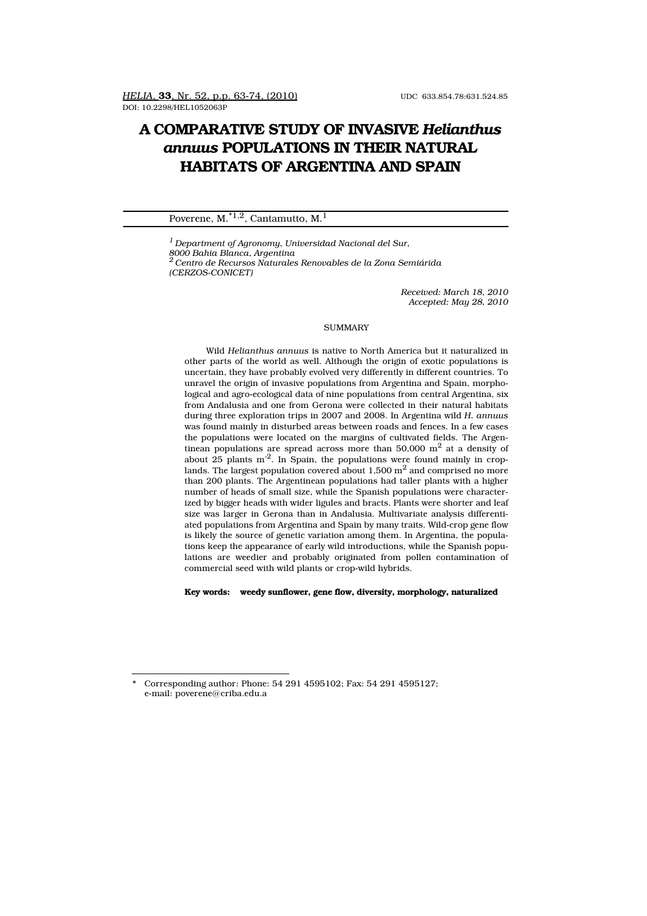HELIA, **33**, Nr. 52, p.p. 63-74, (2010) UDC 633.854.78:631.524.85
DOI: 10.2298/HEL1052063P

# A COMPARATIVE STUDY OF INVASIVE *Helianthus annuus* POPULATIONS IN THEIR NATURAL HABITATS OF ARGENTINA AND SPAIN

Poverene, M.*[1,2], Cantamutto, M.[1]

[1] *Department of Agronomy, Universidad Nacional del Sur, 8000 Bahia Blanca, Argentina*
[2] *Centro de Recursos Naturales Renovables de la Zona Semiárida (CERZOS-CONICET)*

*Received: March 18, 2010*
*Accepted: May 28, 2010*

## SUMMARY

Wild *Helianthus annuus* is native to North America but it naturalized in other parts of the world as well. Although the origin of exotic populations is uncertain, they have probably evolved very differently in different countries. To unravel the origin of invasive populations from Argentina and Spain, morphological and agro-ecological data of nine populations from central Argentina, six from Andalusia and one from Gerona were collected in their natural habitats during three exploration trips in 2007 and 2008. In Argentina wild *H. annuus* was found mainly in disturbed areas between roads and fences. In a few cases the populations were located on the margins of cultivated fields. The Argentinean populations are spread across more than 50,000 $m^2$ at a density of about 25 plants $m^{-2}$. In Spain, the populations were found mainly in croplands. The largest population covered about 1,500 $m^2$ and comprised no more than 200 plants. The Argentinean populations had taller plants with a higher number of heads of small size, while the Spanish populations were characterized by bigger heads with wider ligules and bracts. Plants were shorter and leaf size was larger in Gerona than in Andalusia. Multivariate analysis differentiated populations from Argentina and Spain by many traits. Wild-crop gene flow is likely the source of genetic variation among them. In Argentina, the populations keep the appearance of early wild introductions, while the Spanish populations are weedier and probably originated from pollen contamination of commercial seed with wild plants or crop-wild hybrids.

**Key words: weedy sunflower, gene flow, diversity, morphology, naturalized**

* Corresponding author: Phone: 54 291 4595102; Fax: 54 291 4595127; e-mail: poverene@criba.edu.a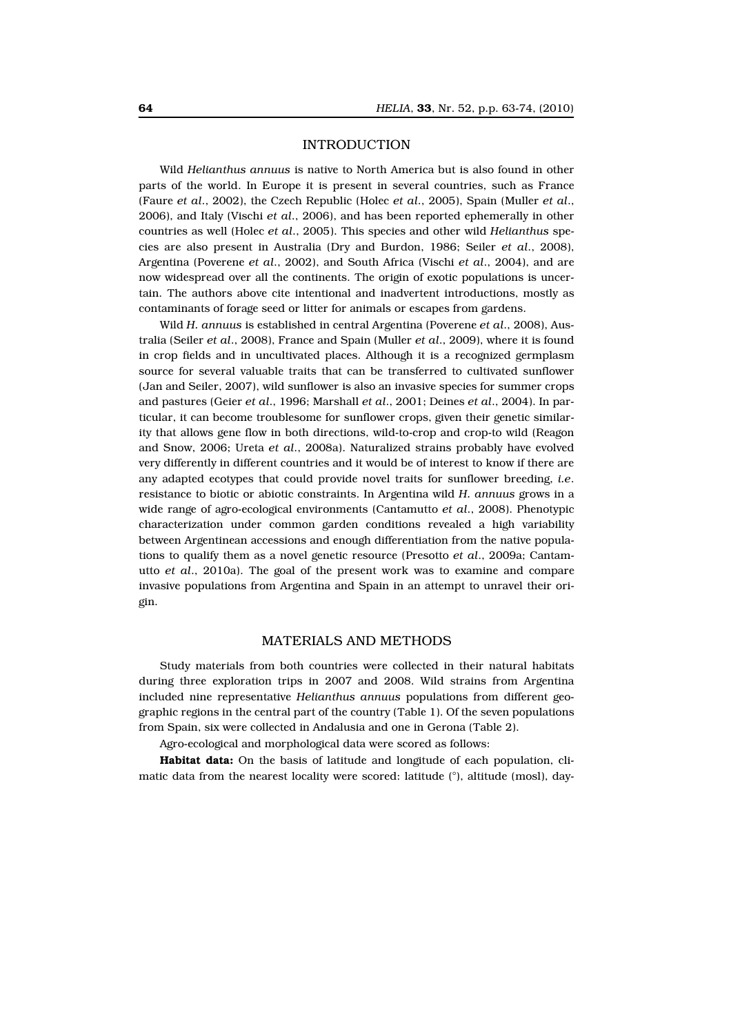## INTRODUCTION

Wild *Helianthus annuus* is native to North America but is also found in other parts of the world. In Europe it is present in several countries, such as France (Faure *et al*., 2002), the Czech Republic (Holec *et al*., 2005), Spain (Muller *et al*., 2006), and Italy (Vischi *et al*., 2006), and has been reported ephemerally in other countries as well (Holec *et al*., 2005). This species and other wild *Helianthus* species are also present in Australia (Dry and Burdon, 1986; Seiler *et al*., 2008), Argentina (Poverene *et al*., 2002), and South Africa (Vischi *et al*., 2004), and are now widespread over all the continents. The origin of exotic populations is uncertain. The authors above cite intentional and inadvertent introductions, mostly as contaminants of forage seed or litter for animals or escapes from gardens.

Wild *H. annuus* is established in central Argentina (Poverene *et al*., 2008), Australia (Seiler *et al*., 2008), France and Spain (Muller *et al*., 2009), where it is found in crop fields and in uncultivated places. Although it is a recognized germplasm source for several valuable traits that can be transferred to cultivated sunflower (Jan and Seiler, 2007), wild sunflower is also an invasive species for summer crops and pastures (Geier *et al*., 1996; Marshall *et al*., 2001; Deines *et al*., 2004). In particular, it can become troublesome for sunflower crops, given their genetic similarity that allows gene flow in both directions, wild-to-crop and crop-to wild (Reagon and Snow, 2006; Ureta *et al*., 2008a). Naturalized strains probably have evolved very differently in different countries and it would be of interest to know if there are any adapted ecotypes that could provide novel traits for sunflower breeding, *i.e*. resistance to biotic or abiotic constraints. In Argentina wild *H. annuus* grows in a wide range of agro-ecological environments (Cantamutto *et al*., 2008). Phenotypic characterization under common garden conditions revealed a high variability between Argentinean accessions and enough differentiation from the native populations to qualify them as a novel genetic resource (Presotto *et al*., 2009a; Cantamutto *et al*., 2010a). The goal of the present work was to examine and compare invasive populations from Argentina and Spain in an attempt to unravel their origin.

## MATERIALS AND METHODS

Study materials from both countries were collected in their natural habitats during three exploration trips in 2007 and 2008. Wild strains from Argentina included nine representative *Helianthus annuus* populations from different geographic regions in the central part of the country (Table 1). Of the seven populations from Spain, six were collected in Andalusia and one in Gerona (Table 2).

Agro-ecological and morphological data were scored as follows:

**Habitat data:** On the basis of latitude and longitude of each population, climatic data from the nearest locality were scored: latitude (°), altitude (mosl), day-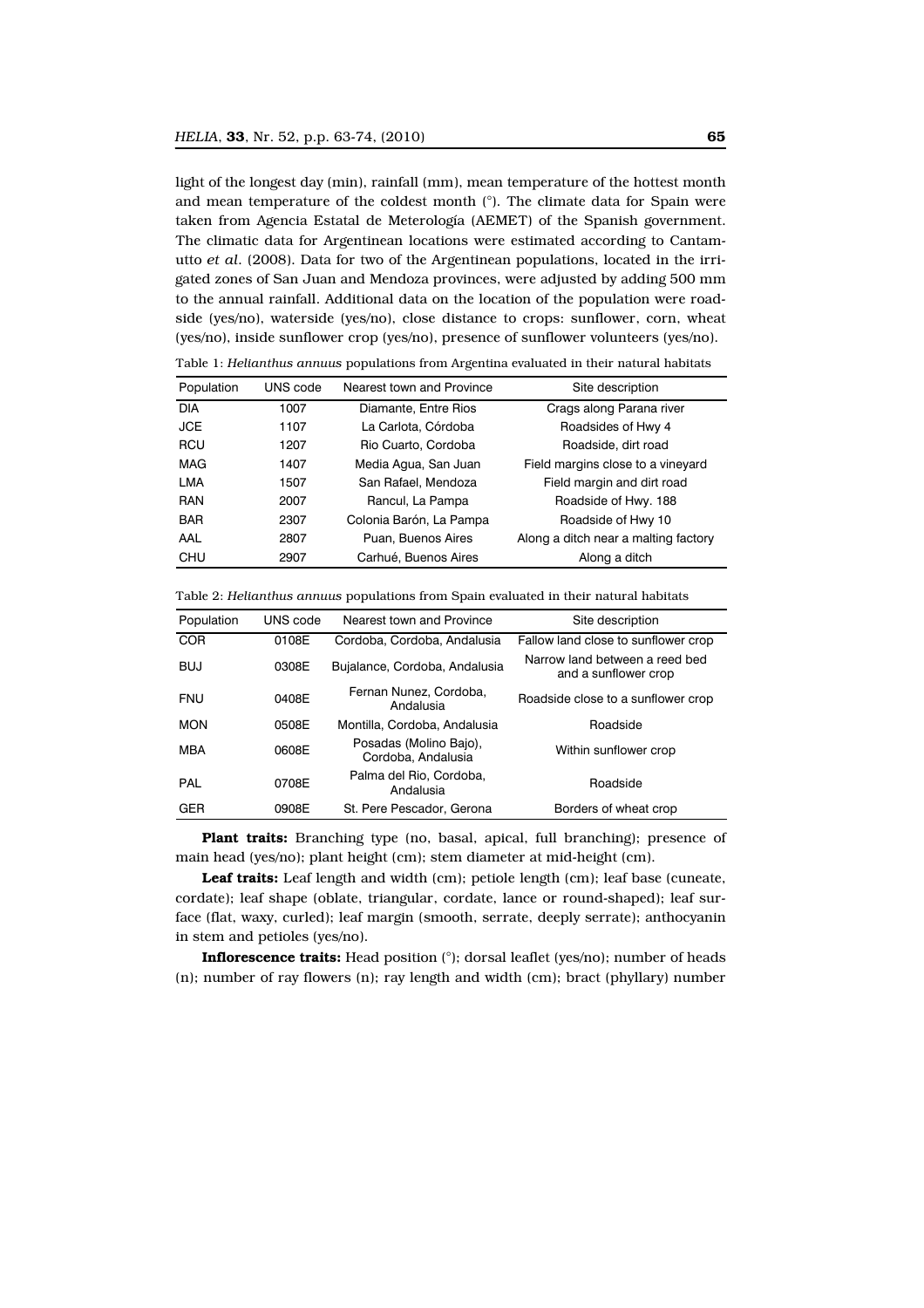light of the longest day (min), rainfall (mm), mean temperature of the hottest month and mean temperature of the coldest month (°). The climate data for Spain were taken from Agencia Estatal de Meterología (AEMET) of the Spanish government. The climatic data for Argentinean locations were estimated according to Cantamutto *et al*. (2008). Data for two of the Argentinean populations, located in the irrigated zones of San Juan and Mendoza provinces, were adjusted by adding 500 mm to the annual rainfall. Additional data on the location of the population were roadside (yes/no), waterside (yes/no), close distance to crops: sunflower, corn, wheat (yes/no), inside sunflower crop (yes/no), presence of sunflower volunteers (yes/no).

Table 1: *Helianthus annuus* populations from Argentina evaluated in their natural habitats

| Population | UNS code | Nearest town and Province | Site description |
|---|---|---|---|
| DIA | 1007 | Diamante, Entre Rios | Crags along Parana river |
| JCE | 1107 | La Carlota, Córdoba | Roadsides of Hwy 4 |
| RCU | 1207 | Rio Cuarto, Cordoba | Roadside, dirt road |
| MAG | 1407 | Media Agua, San Juan | Field margins close to a vineyard |
| LMA | 1507 | San Rafael, Mendoza | Field margin and dirt road |
| RAN | 2007 | Rancul, La Pampa | Roadside of Hwy. 188 |
| BAR | 2307 | Colonia Barón, La Pampa | Roadside of Hwy 10 |
| AAL | 2807 | Puan, Buenos Aires | Along a ditch near a malting factory |
| CHU | 2907 | Carhué, Buenos Aires | Along a ditch |

Table 2: *Helianthus annuus* populations from Spain evaluated in their natural habitats

| Population | UNS code | Nearest town and Province | Site description |
|---|---|---|---|
| COR | 0108E | Cordoba, Cordoba, Andalusia | Fallow land close to sunflower crop |
| BUJ | 0308E | Bujalance, Cordoba, Andalusia | Narrow land between a reed bed and a sunflower crop |
| FNU | 0408E | Fernan Nunez, Cordoba, Andalusia | Roadside close to a sunflower crop |
| MON | 0508E | Montilla, Cordoba, Andalusia | Roadside |
| MBA | 0608E | Posadas (Molino Bajo), Cordoba, Andalusia | Within sunflower crop |
| PAL | 0708E | Palma del Rio, Cordoba, Andalusia | Roadside |
| GER | 0908E | St. Pere Pescador, Gerona | Borders of wheat crop |

**Plant traits:** Branching type (no, basal, apical, full branching); presence of main head (yes/no); plant height (cm); stem diameter at mid-height (cm).

**Leaf traits:** Leaf length and width (cm); petiole length (cm); leaf base (cuneate, cordate); leaf shape (oblate, triangular, cordate, lance or round-shaped); leaf surface (flat, waxy, curled); leaf margin (smooth, serrate, deeply serrate); anthocyanin in stem and petioles (yes/no).

**Inflorescence traits:** Head position (°); dorsal leaflet (yes/no); number of heads (n); number of ray flowers (n); ray length and width (cm); bract (phyllary) number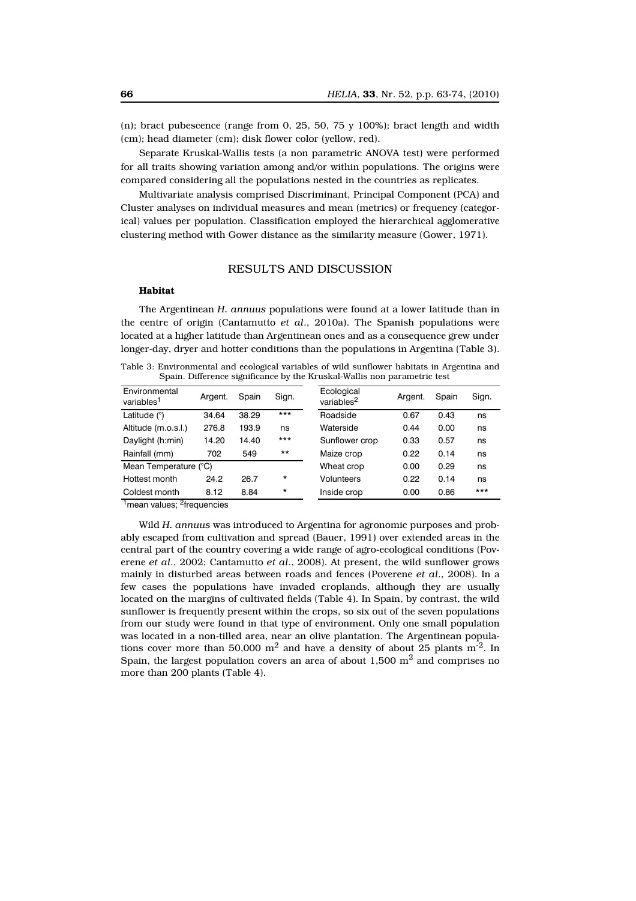(n); bract pubescence (range from 0, 25, 50, 75 y 100%); bract length and width (cm); head diameter (cm); disk flower color (yellow, red).

Separate Kruskal-Wallis tests (a non parametric ANOVA test) were performed for all traits showing variation among and/or within populations. The origins were compared considering all the populations nested in the countries as replicates.

Multivariate analysis comprised Discriminant, Principal Component (PCA) and Cluster analyses on individual measures and mean (metrics) or frequency (categorical) values per population. Classification employed the hierarchical agglomerative clustering method with Gower distance as the similarity measure (Gower, 1971).

## RESULTS AND DISCUSSION

### Habitat

The Argentinean *H. annuus* populations were found at a lower latitude than in the centre of origin (Cantamutto *et al*., 2010a). The Spanish populations were located at a higher latitude than Argentinean ones and as a consequence grew under longer-day, dryer and hotter conditions than the populations in Argentina (Table 3).

Table 3: Environmental and ecological variables of wild sunflower habitats in Argentina and Spain. Difference significance by the Kruskal-Wallis non parametric test

| Environmental variables[1] | Argent. | Spain | Sign. | Ecological variables[2] | Argent. | Spain | Sign. |
|---|---|---|---|---|---|---|---|
| Latitude (°) | 34.64 | 38.29 | *** | Roadside | 0.67 | 0.43 | ns |
| Altitude (m.o.s.l.) | 276.8 | 193.9 | ns | Waterside | 0.44 | 0.00 | ns |
| Daylight (h:min) | 14.20 | 14.40 | *** | Sunflower crop | 0.33 | 0.57 | ns |
| Rainfall (mm) | 702 | 549 | ** | Maize crop | 0.22 | 0.14 | ns |
| Mean Temperature (°C) | | | | Wheat crop | 0.00 | 0.29 | ns |
| Hottest month | 24.2 | 26.7 | * | Volunteers | 0.22 | 0.14 | ns |
| Coldest month | 8.12 | 8.84 | * | Inside crop | 0.00 | 0.86 | *** |

[1]mean values; [2]frequencies

Wild *H. annuus* was introduced to Argentina for agronomic purposes and probably escaped from cultivation and spread (Bauer, 1991) over extended areas in the central part of the country covering a wide range of agro-ecological conditions (Poverene *et al*., 2002; Cantamutto *et al*., 2008). At present, the wild sunflower grows mainly in disturbed areas between roads and fences (Poverene *et al*., 2008). In a few cases the populations have invaded croplands, although they are usually located on the margins of cultivated fields (Table 4). In Spain, by contrast, the wild sunflower is frequently present within the crops, so six out of the seven populations from our study were found in that type of environment. Only one small population was located in a non-tilled area, near an olive plantation. The Argentinean populations cover more than 50,000 $m^2$ and have a density of about 25 plants $m^{-2}$. In Spain, the largest population covers an area of about 1,500 $m^2$ and comprises no more than 200 plants (Table 4).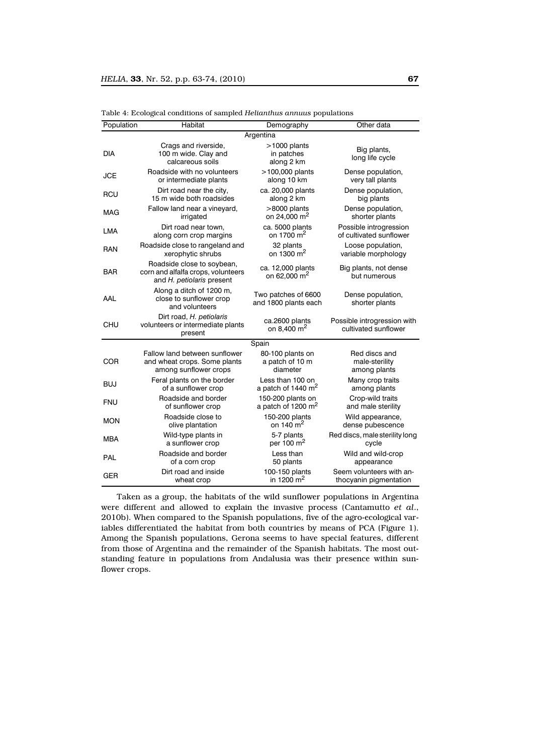Table 4: Ecological conditions of sampled *Helianthus annuus* populations

| Population | Habitat | Demography | Other data |
|---|---|---|---|
| | | Argentina | |
| DIA | Crags and riverside, 100 m wide. Clay and calcareous soils | >1000 plants in patches along 2 km | Big plants, long life cycle |
| JCE | Roadside with no volunteers or intermediate plants | >100,000 plants along 10 km | Dense population, very tall plants |
| RCU | Dirt road near the city, 15 m wide both roadsides | ca. 20,000 plants along 2 km | Dense population, big plants |
| MAG | Fallow land near a vineyard, irrigated | >8000 plants on 24,000 m$^2$ | Dense population, shorter plants |
| LMA | Dirt road near town, along corn crop margins | ca. 5000 plants on 1700 m$^2$ | Possible introgression of cultivated sunflower |
| RAN | Roadside close to rangeland and xerophytic shrubs | 32 plants on 1300 m$^2$ | Loose population, variable morphology |
| BAR | Roadside close to soybean, corn and alfalfa crops, volunteers and *H. petiolaris* present | ca. 12,000 plants on 62,000 m$^2$ | Big plants, not dense but numerous |
| AAL | Along a ditch of 1200 m, close to sunflower crop and volunteers | Two patches of 6600 and 1800 plants each | Dense population, shorter plants |
| CHU | Dirt road, *H. petiolaris* volunteers or intermediate plants present | ca.2600 plants on 8,400 m$^2$ | Possible introgression with cultivated sunflower |
| | | Spain | |
| COR | Fallow land between sunflower and wheat crops. Some plants among sunflower crops | 80-100 plants on a patch of 10 m diameter | Red discs and male-sterility among plants |
| BUJ | Feral plants on the border of a sunflower crop | Less than 100 on a patch of 1440 m$^2$ | Many crop traits among plants |
| FNU | Roadside and border of sunflower crop | 150-200 plants on a patch of 1200 m$^2$ | Crop-wild traits and male sterility |
| MON | Roadside close to olive plantation | 150-200 plants on 140 m$^2$ | Wild appearance, dense pubescence |
| MBA | Wild-type plants in a sunflower crop | 5-7 plants per 100 m$^2$ | Red discs, male sterility long cycle |
| PAL | Roadside and border of a corn crop | Less than 50 plants | Wild and wild-crop appearance |
| GER | Dirt road and inside wheat crop | 100-150 plants in 1200 m$^2$ | Seem volunteers with anthocyanin pigmentation |

Taken as a group, the habitats of the wild sunflower populations in Argentina were different and allowed to explain the invasive process (Cantamutto *et al.*, 2010b). When compared to the Spanish populations, five of the agro-ecological variables differentiated the habitat from both countries by means of PCA (Figure 1). Among the Spanish populations, Gerona seems to have special features, different from those of Argentina and the remainder of the Spanish habitats. The most outstanding feature in populations from Andalusia was their presence within sunflower crops.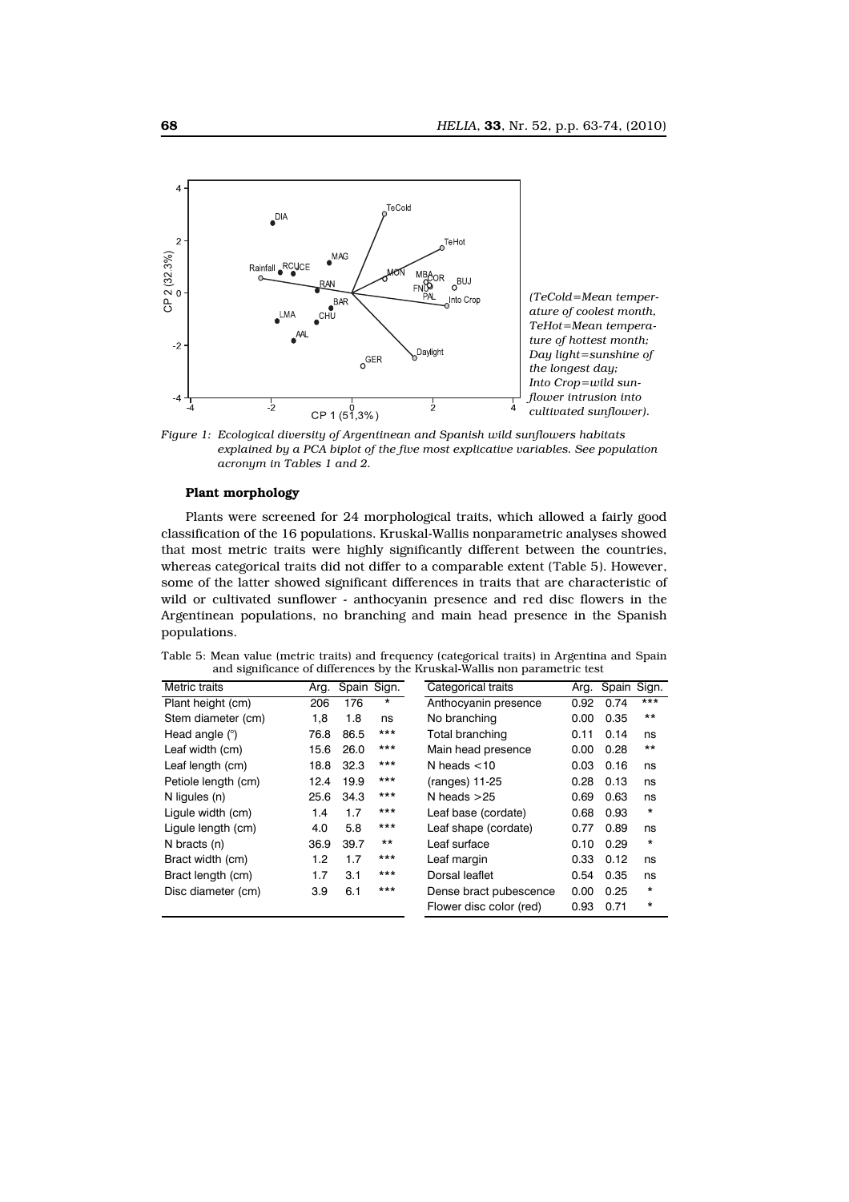*(TeCold=Mean temperature of coolest month, TeHot=Mean temperature of hottest month; Day light=sunshine of the longest day; Into Crop=wild sunflower intrusion into cultivated sunflower).*

*Figure 1: Ecological diversity of Argentinean and Spanish wild sunflowers habitats explained by a PCA biplot of the five most explicative variables. See population acronym in Tables 1 and 2.*

### Plant morphology

Plants were screened for 24 morphological traits, which allowed a fairly good classification of the 16 populations. Kruskal-Wallis nonparametric analyses showed that most metric traits were highly significantly different between the countries, whereas categorical traits did not differ to a comparable extent (Table 5). However, some of the latter showed significant differences in traits that are characteristic of wild or cultivated sunflower - anthocyanin presence and red disc flowers in the Argentinean populations, no branching and main head presence in the Spanish populations.

Table 5: Mean value (metric traits) and frequency (categorical traits) in Argentina and Spain and significance of differences by the Kruskal-Wallis non parametric test

| Metric traits | Arg. | Spain | Sign. | Categorical traits | Arg. | Spain | Sign. |
|---|---|---|---|---|---|---|---|
| Plant height (cm) | 206 | 176 | * | Anthocyanin presence | 0.92 | 0.74 | *** |
| Stem diameter (cm) | 1,8 | 1.8 | ns | No branching | 0.00 | 0.35 | ** |
| Head angle (°) | 76.8 | 86.5 | *** | Total branching | 0.11 | 0.14 | ns |
| Leaf width (cm) | 15.6 | 26.0 | *** | Main head presence | 0.00 | 0.28 | ** |
| Leaf length (cm) | 18.8 | 32.3 | *** | N heads <10 | 0.03 | 0.16 | ns |
| Petiole length (cm) | 12.4 | 19.9 | *** | (ranges) 11-25 | 0.28 | 0.13 | ns |
| N ligules (n) | 25.6 | 34.3 | *** | N heads >25 | 0.69 | 0.63 | ns |
| Ligule width (cm) | 1.4 | 1.7 | *** | Leaf base (cordate) | 0.68 | 0.93 | * |
| Ligule length (cm) | 4.0 | 5.8 | *** | Leaf shape (cordate) | 0.77 | 0.89 | ns |
| N bracts (n) | 36.9 | 39.7 | ** | Leaf surface | 0.10 | 0.29 | * |
| Bract width (cm) | 1.2 | 1.7 | *** | Leaf margin | 0.33 | 0.12 | ns |
| Bract length (cm) | 1.7 | 3.1 | *** | Dorsal leaflet | 0.54 | 0.35 | ns |
| Disc diameter (cm) | 3.9 | 6.1 | *** | Dense bract pubescence | 0.00 | 0.25 | * |
| | | | | Flower disc color (red) | 0.93 | 0.71 | * |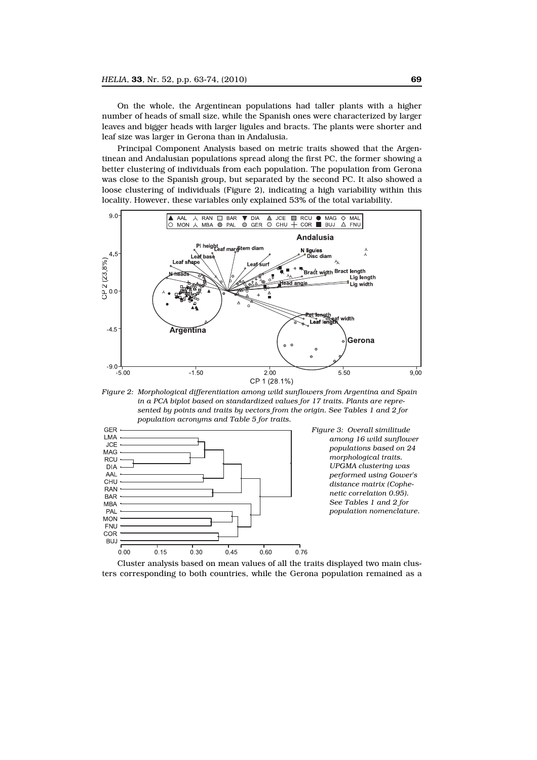On the whole, the Argentinean populations had taller plants with a higher number of heads of small size, while the Spanish ones were characterized by larger leaves and bigger heads with larger ligules and bracts. The plants were shorter and leaf size was larger in Gerona than in Andalusia.

Principal Component Analysis based on metric traits showed that the Argentinean and Andalusian populations spread along the first PC, the former showing a better clustering of individuals from each population. The population from Gerona was close to the Spanish group, but separated by the second PC. It also showed a loose clustering of individuals (Figure 2), indicating a high variability within this locality. However, these variables only explained 53% of the total variability.

*Figure 2: Morphological differentiation among wild sunflowers from Argentina and Spain in a PCA biplot based on standardized values for 17 traits. Plants are represented by points and traits by vectors from the origin. See Tables 1 and 2 for population acronyms and Table 5 for traits.*

*Figure 3: Overall similitude among 16 wild sunflower populations based on 24 morphological traits. UPGMA clustering was performed using Gower's distance matrix (Cophenetic correlation 0.95). See Tables 1 and 2 for population nomenclature.*

Cluster analysis based on mean values of all the traits displayed two main clusters corresponding to both countries, while the Gerona population remained as a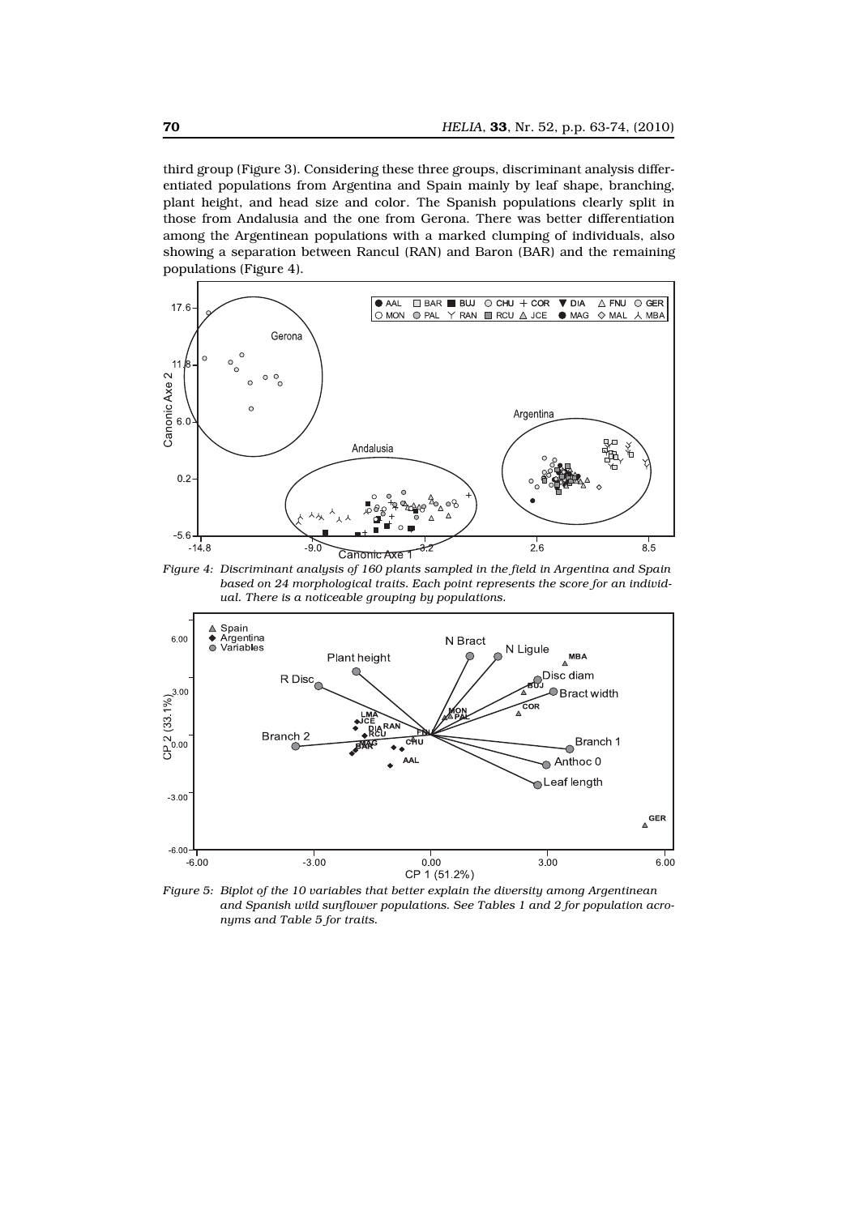third group (Figure 3). Considering these three groups, discriminant analysis differentiated populations from Argentina and Spain mainly by leaf shape, branching, plant height, and head size and color. The Spanish populations clearly split in those from Andalusia and the one from Gerona. There was better differentiation among the Argentinean populations with a marked clumping of individuals, also showing a separation between Rancul (RAN) and Baron (BAR) and the remaining populations (Figure 4).

*Figure 4: Discriminant analysis of 160 plants sampled in the field in Argentina and Spain based on 24 morphological traits. Each point represents the score for an individual. There is a noticeable grouping by populations.*

*Figure 5: Biplot of the 10 variables that better explain the diversity among Argentinean and Spanish wild sunflower populations. See Tables 1 and 2 for population acronyms and Table 5 for traits.*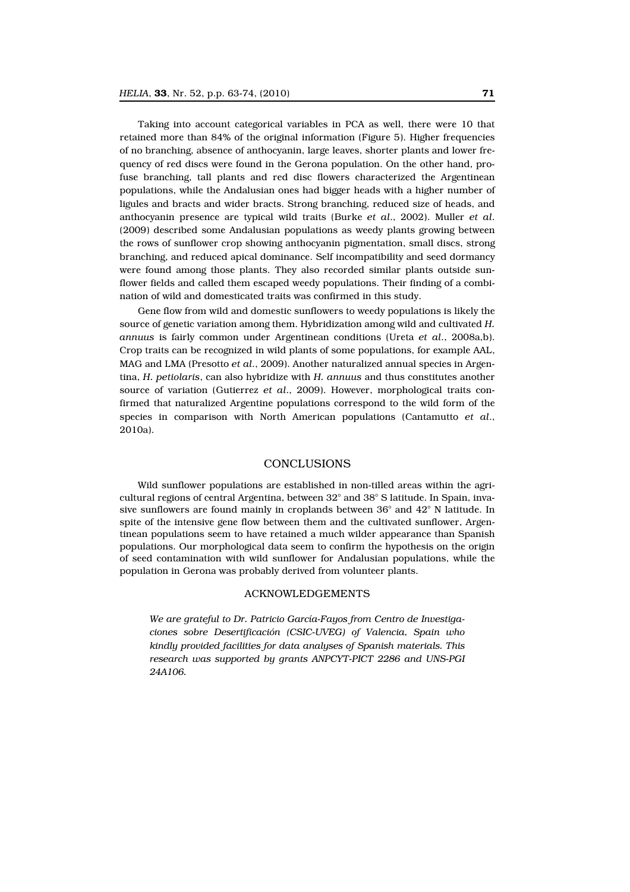Taking into account categorical variables in PCA as well, there were 10 that retained more than 84% of the original information (Figure 5). Higher frequencies of no branching, absence of anthocyanin, large leaves, shorter plants and lower frequency of red discs were found in the Gerona population. On the other hand, profuse branching, tall plants and red disc flowers characterized the Argentinean populations, while the Andalusian ones had bigger heads with a higher number of ligules and bracts and wider bracts. Strong branching, reduced size of heads, and anthocyanin presence are typical wild traits (Burke *et al*., 2002). Muller *et al*. (2009) described some Andalusian populations as weedy plants growing between the rows of sunflower crop showing anthocyanin pigmentation, small discs, strong branching, and reduced apical dominance. Self incompatibility and seed dormancy were found among those plants. They also recorded similar plants outside sunflower fields and called them escaped weedy populations. Their finding of a combination of wild and domesticated traits was confirmed in this study.

Gene flow from wild and domestic sunflowers to weedy populations is likely the source of genetic variation among them. Hybridization among wild and cultivated *H. annuus* is fairly common under Argentinean conditions (Ureta *et al*., 2008a,b). Crop traits can be recognized in wild plants of some populations, for example AAL, MAG and LMA (Presotto *et al*., 2009). Another naturalized annual species in Argentina, *H. petiolaris*, can also hybridize with *H. annuus* and thus constitutes another source of variation (Gutierrez *et al*., 2009). However, morphological traits confirmed that naturalized Argentine populations correspond to the wild form of the species in comparison with North American populations (Cantamutto *et al*., 2010a).

## CONCLUSIONS

Wild sunflower populations are established in non-tilled areas within the agricultural regions of central Argentina, between 32° and 38° S latitude. In Spain, invasive sunflowers are found mainly in croplands between 36° and 42° N latitude. In spite of the intensive gene flow between them and the cultivated sunflower, Argentinean populations seem to have retained a much wilder appearance than Spanish populations. Our morphological data seem to confirm the hypothesis on the origin of seed contamination with wild sunflower for Andalusian populations, while the population in Gerona was probably derived from volunteer plants.

## ACKNOWLEDGEMENTS

*We are grateful to Dr. Patricio García-Fayos from Centro de Investigaciones sobre Desertificación (CSIC-UVEG) of Valencia, Spain who kindly provided facilities for data analyses of Spanish materials. This research was supported by grants ANPCYT-PICT 2286 and UNS-PGI 24A106.*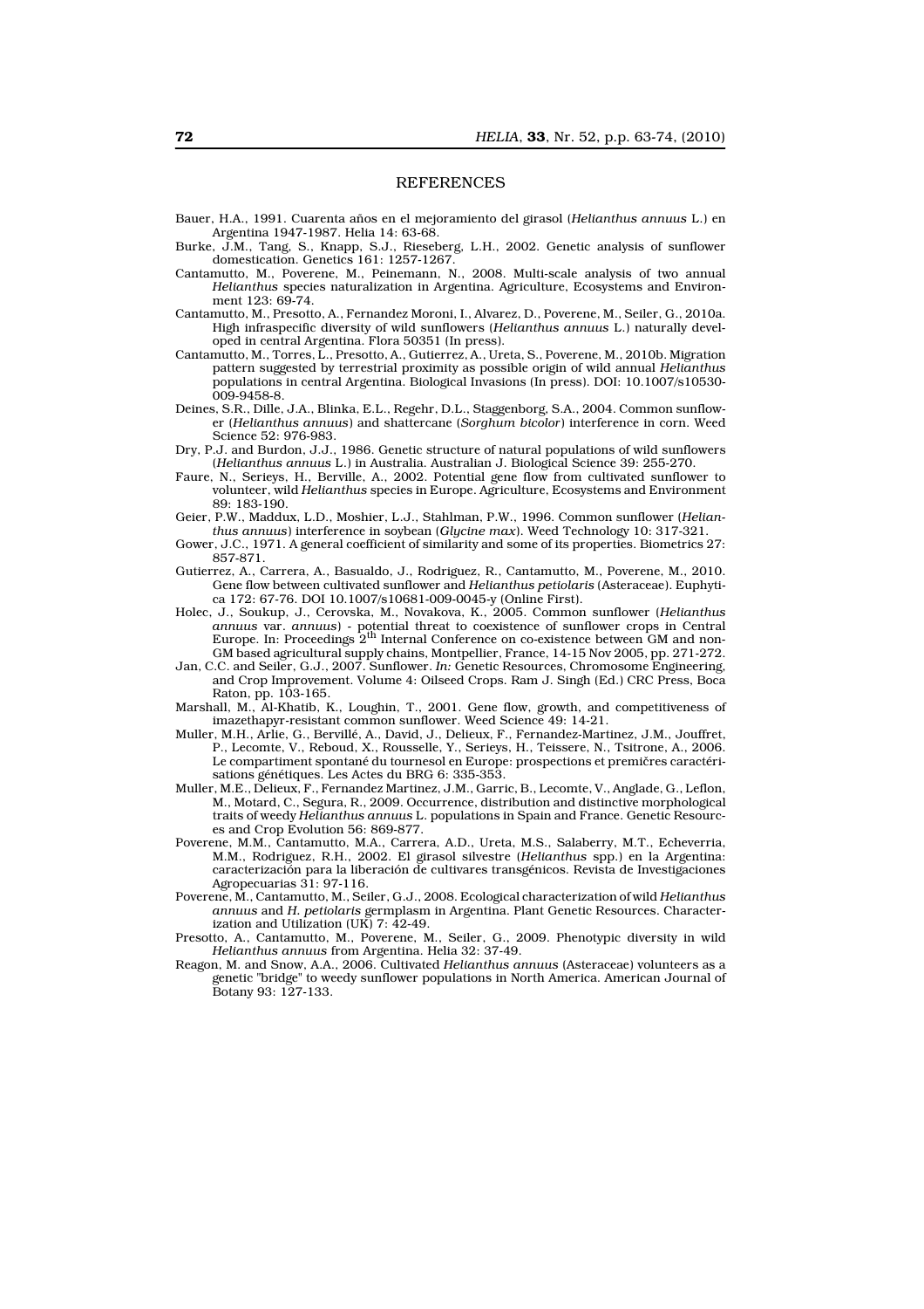## REFERENCES

Bauer, H.A., 1991. Cuarenta años en el mejoramiento del girasol (*Helianthus annuus* L.) en Argentina 1947-1987. Helia 14: 63-68.

Burke, J.M., Tang, S., Knapp, S.J., Rieseberg, L.H., 2002. Genetic analysis of sunflower domestication. Genetics 161: 1257-1267.

Cantamutto, M., Poverene, M., Peinemann, N., 2008. Multi-scale analysis of two annual *Helianthus* species naturalization in Argentina. Agriculture, Ecosystems and Environment 123: 69-74.

Cantamutto, M., Presotto, A., Fernandez Moroni, I., Alvarez, D., Poverene, M., Seiler, G., 2010a. High infraspecific diversity of wild sunflowers (*Helianthus annuus* L.) naturally developed in central Argentina. Flora 50351 (In press).

Cantamutto, M., Torres, L., Presotto, A., Gutierrez, A., Ureta, S., Poverene, M., 2010b. Migration pattern suggested by terrestrial proximity as possible origin of wild annual *Helianthus* populations in central Argentina. Biological Invasions (In press). DOI: 10.1007/s10530-009-9458-8.

Deines, S.R., Dille, J.A., Blinka, E.L., Regehr, D.L., Staggenborg, S.A., 2004. Common sunflower (*Helianthus annuus*) and shattercane (*Sorghum bicolor*) interference in corn. Weed Science 52: 976-983.

Dry, P.J. and Burdon, J.J., 1986. Genetic structure of natural populations of wild sunflowers (*Helianthus annuus* L.) in Australia. Australian J. Biological Science 39: 255-270.

Faure, N., Serieys, H., Berville, A., 2002. Potential gene flow from cultivated sunflower to volunteer, wild *Helianthus* species in Europe. Agriculture, Ecosystems and Environment 89: 183-190.

Geier, P.W., Maddux, L.D., Moshier, L.J., Stahlman, P.W., 1996. Common sunflower (*Helianthus annuus*) interference in soybean (*Glycine max*). Weed Technology 10: 317-321.

Gower, J.C., 1971. A general coefficient of similarity and some of its properties. Biometrics 27: 857-871.

Gutierrez, A., Carrera, A., Basualdo, J., Rodriguez, R., Cantamutto, M., Poverene, M., 2010. Gene flow between cultivated sunflower and *Helianthus petiolaris* (Asteraceae). Euphytica 172: 67-76. DOI 10.1007/s10681-009-0045-y (Online First).

Holec, J., Soukup, J., Cerovska, M., Novakova, K., 2005. Common sunflower (*Helianthus annuus* var. *annuus*) - potential threat to coexistence of sunflower crops in Central Europe. In: Proceedings 2[th] Internal Conference on co-existence between GM and non-GM based agricultural supply chains, Montpellier, France, 14-15 Nov 2005, pp. 271-272.

Jan, C.C. and Seiler, G.J., 2007. Sunflower. *In:* Genetic Resources, Chromosome Engineering, and Crop Improvement. Volume 4: Oilseed Crops. Ram J. Singh (Ed.) CRC Press, Boca Raton, pp. 103-165.

Marshall, M., Al-Khatib, K., Loughin, T., 2001. Gene flow, growth, and competitiveness of imazethapyr-resistant common sunflower. Weed Science 49: 14-21.

Muller, M.H., Arlie, G., Bervillé, A., David, J., Delieux, F., Fernandez-Martinez, J.M., Jouffret, P., Lecomte, V., Reboud, X., Rousselle, Y., Serieys, H., Teissere, N., Tsitrone, A., 2006. Le compartiment spontané du tournesol en Europe: prospections et premičres caractérisations génétiques. Les Actes du BRG 6: 335-353.

Muller, M.E., Delieux, F., Fernandez Martinez, J.M., Garric, B., Lecomte, V., Anglade, G., Leflon, M., Motard, C., Segura, R., 2009. Occurrence, distribution and distinctive morphological traits of weedy *Helianthus annuus* L. populations in Spain and France. Genetic Resources and Crop Evolution 56: 869-877.

Poverene, M.M., Cantamutto, M.A., Carrera, A.D., Ureta, M.S., Salaberry, M.T., Echeverria, M.M., Rodriguez, R.H., 2002. El girasol silvestre (*Helianthus* spp.) en la Argentina: caracterización para la liberación de cultivares transgénicos. Revista de Investigaciones Agropecuarias 31: 97-116.

Poverene, M., Cantamutto, M., Seiler, G.J., 2008. Ecological characterization of wild *Helianthus annuus* and *H. petiolaris* germplasm in Argentina. Plant Genetic Resources. Characterization and Utilization (UK) 7: 42-49.

Presotto, A., Cantamutto, M., Poverene, M., Seiler, G., 2009. Phenotypic diversity in wild *Helianthus annuus* from Argentina. Helia 32: 37-49.

Reagon, M. and Snow, A.A., 2006. Cultivated *Helianthus annuus* (Asteraceae) volunteers as a genetic "bridge" to weedy sunflower populations in North America. American Journal of Botany 93: 127-133.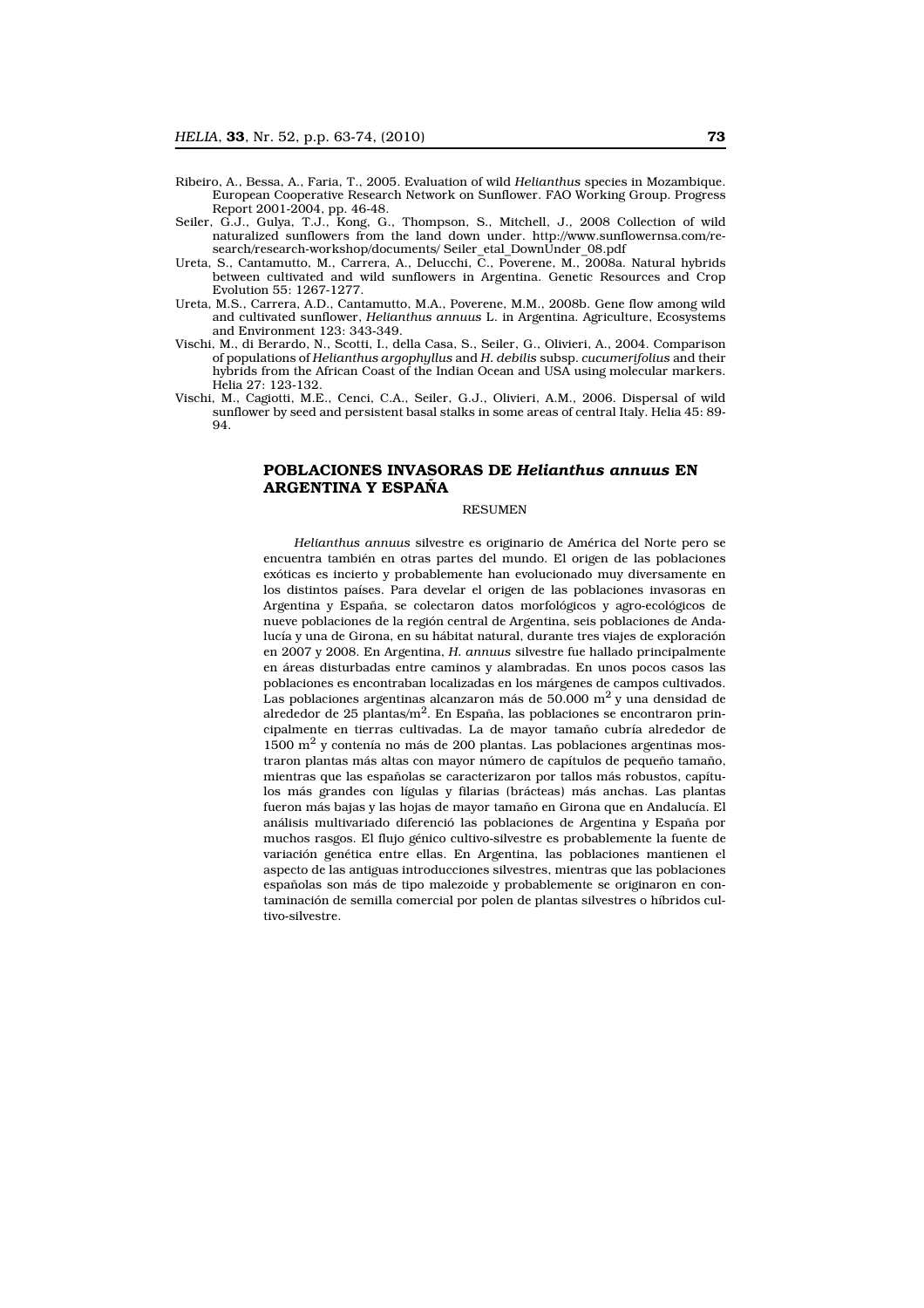Ribeiro, A., Bessa, A., Faria, T., 2005. Evaluation of wild *Helianthus* species in Mozambique. European Cooperative Research Network on Sunflower. FAO Working Group. Progress Report 2001-2004, pp. 46-48.

Seiler, G.J., Gulya, T.J., Kong, G., Thompson, S., Mitchell, J., 2008 Collection of wild naturalized sunflowers from the land down under. http://www.sunflowernsa.com/research/research-workshop/documents/ Seiler_etal_DownUnder_08.pdf

Ureta, S., Cantamutto, M., Carrera, A., Delucchi, C., Poverene, M., 2008a. Natural hybrids between cultivated and wild sunflowers in Argentina. Genetic Resources and Crop Evolution 55: 1267-1277.

Ureta, M.S., Carrera, A.D., Cantamutto, M.A., Poverene, M.M., 2008b. Gene flow among wild and cultivated sunflower, *Helianthus annuus* L. in Argentina. Agriculture, Ecosystems and Environment 123: 343-349.

Vischi, M., di Berardo, N., Scotti, I., della Casa, S., Seiler, G., Olivieri, A., 2004. Comparison of populations of *Helianthus argophyllus* and *H. debilis* subsp. *cucumerifolius* and their hybrids from the African Coast of the Indian Ocean and USA using molecular markers. Helia 27: 123-132.

Vischi, M., Cagiotti, M.E., Cenci, C.A., Seiler, G.J., Olivieri, A.M., 2006. Dispersal of wild sunflower by seed and persistent basal stalks in some areas of central Italy. Helia 45: 89-94.

## POBLACIONES INVASORAS DE *Helianthus annuus* EN ARGENTINA Y ESPAÑA

RESUMEN

*Helianthus annuus* silvestre es originario de América del Norte pero se encuentra también en otras partes del mundo. El origen de las poblaciones exóticas es incierto y probablemente han evolucionado muy diversamente en los distintos países. Para develar el origen de las poblaciones invasoras en Argentina y España, se colectaron datos morfológicos y agro-ecológicos de nueve poblaciones de la región central de Argentina, seis poblaciones de Andalucía y una de Girona, en su hábitat natural, durante tres viajes de exploración en 2007 y 2008. En Argentina, *H. annuus* silvestre fue hallado principalmente en áreas disturbadas entre caminos y alambradas. En unos pocos casos las poblaciones es encontraban localizadas en los márgenes de campos cultivados. Las poblaciones argentinas alcanzaron más de 50.000 $m^2$ y una densidad de alrededor de 25 plantas/$m^2$. En España, las poblaciones se encontraron principalmente en tierras cultivadas. La de mayor tamaño cubría alrededor de 1500 $m^2$ y contenía no más de 200 plantas. Las poblaciones argentinas mostraron plantas más altas con mayor número de capítulos de pequeño tamaño, mientras que las españolas se caracterizaron por tallos más robustos, capítulos más grandes con lígulas y filarias (brácteas) más anchas. Las plantas fueron más bajas y las hojas de mayor tamaño en Girona que en Andalucía. El análisis multivariado diferenció las poblaciones de Argentina y España por muchos rasgos. El flujo génico cultivo-silvestre es probablemente la fuente de variación genética entre ellas. En Argentina, las poblaciones mantienen el aspecto de las antiguas introducciones silvestres, mientras que las poblaciones españolas son más de tipo malezoide y probablemente se originaron en contaminación de semilla comercial por polen de plantas silvestres o híbridos cultivo-silvestre.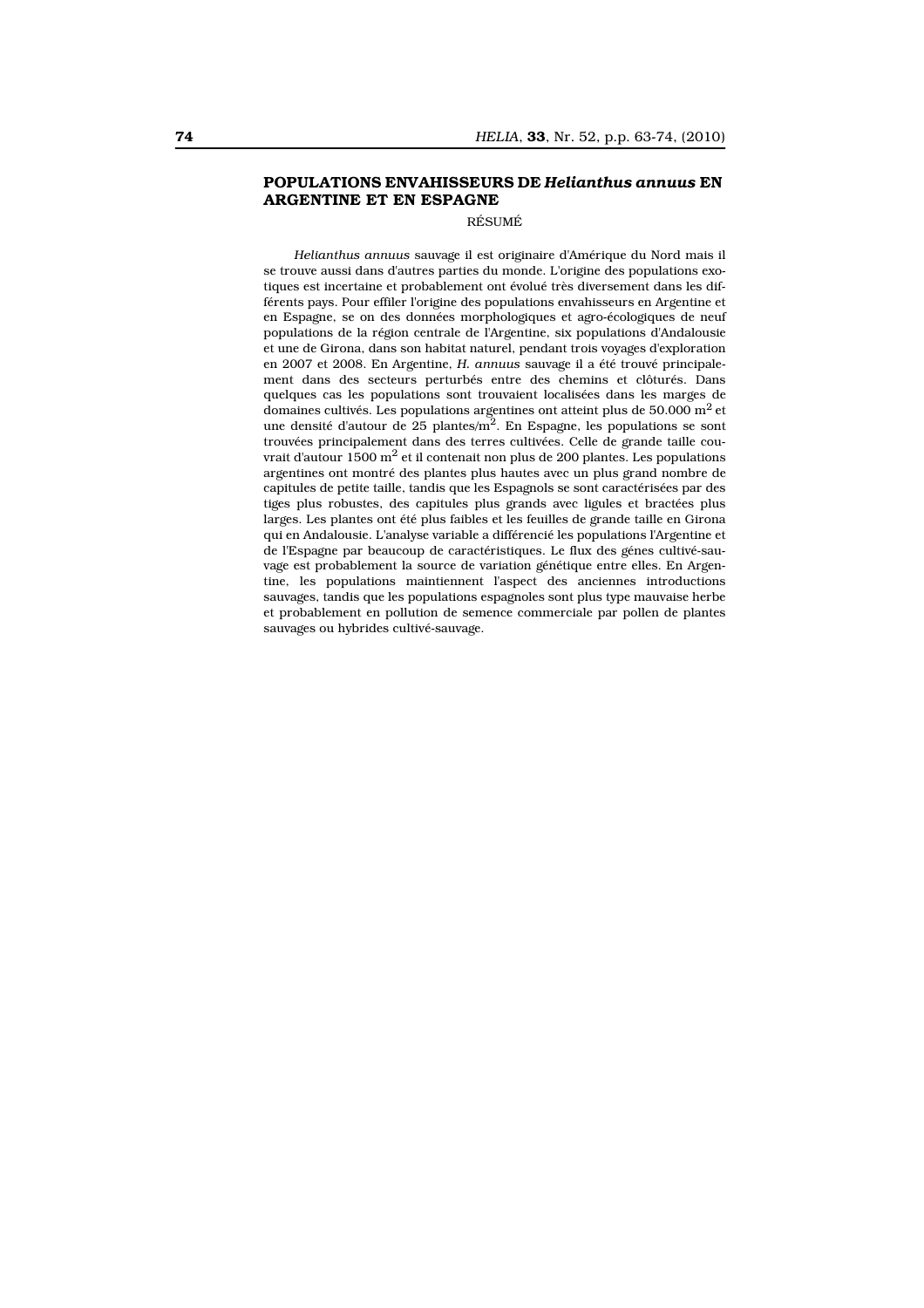## POPULATIONS ENVAHISSEURS DE *Helianthus annuus* EN ARGENTINE ET EN ESPAGNE

RÉSUMÉ

*Helianthus annuus* sauvage il est originaire d'Amérique du Nord mais il se trouve aussi dans d'autres parties du monde. L'origine des populations exotiques est incertaine et probablement ont évolué très diversement dans les différents pays. Pour effiler l'origine des populations envahisseurs en Argentine et en Espagne, se on des données morphologiques et agro-écologiques de neuf populations de la région centrale de l'Argentine, six populations d'Andalousie et une de Girona, dans son habitat naturel, pendant trois voyages d'exploration en 2007 et 2008. En Argentine, *H. annuus* sauvage il a été trouvé principalement dans des secteurs perturbés entre des chemins et clôturés. Dans quelques cas les populations sont trouvaient localisées dans les marges de domaines cultivés. Les populations argentines ont atteint plus de 50.000 $m^2$ et une densité d'autour de 25 plantes/$m^2$. En Espagne, les populations se sont trouvées principalement dans des terres cultivées. Celle de grande taille couvrait d'autour 1500 $m^2$ et il contenait non plus de 200 plantes. Les populations argentines ont montré des plantes plus hautes avec un plus grand nombre de capitules de petite taille, tandis que les Espagnols se sont caractérisées par des tiges plus robustes, des capitules plus grands avec ligules et bractées plus larges. Les plantes ont été plus faibles et les feuilles de grande taille en Girona qui en Andalousie. L'analyse variable a différencié les populations l'Argentine et de l'Espagne par beaucoup de caractéristiques. Le flux des génes cultivé-sauvage est probablement la source de variation génétique entre elles. En Argentine, les populations maintiennent l'aspect des anciennes introductions sauvages, tandis que les populations espagnoles sont plus type mauvaise herbe et probablement en pollution de semence commerciale par pollen de plantes sauvages ou hybrides cultivé-sauvage.